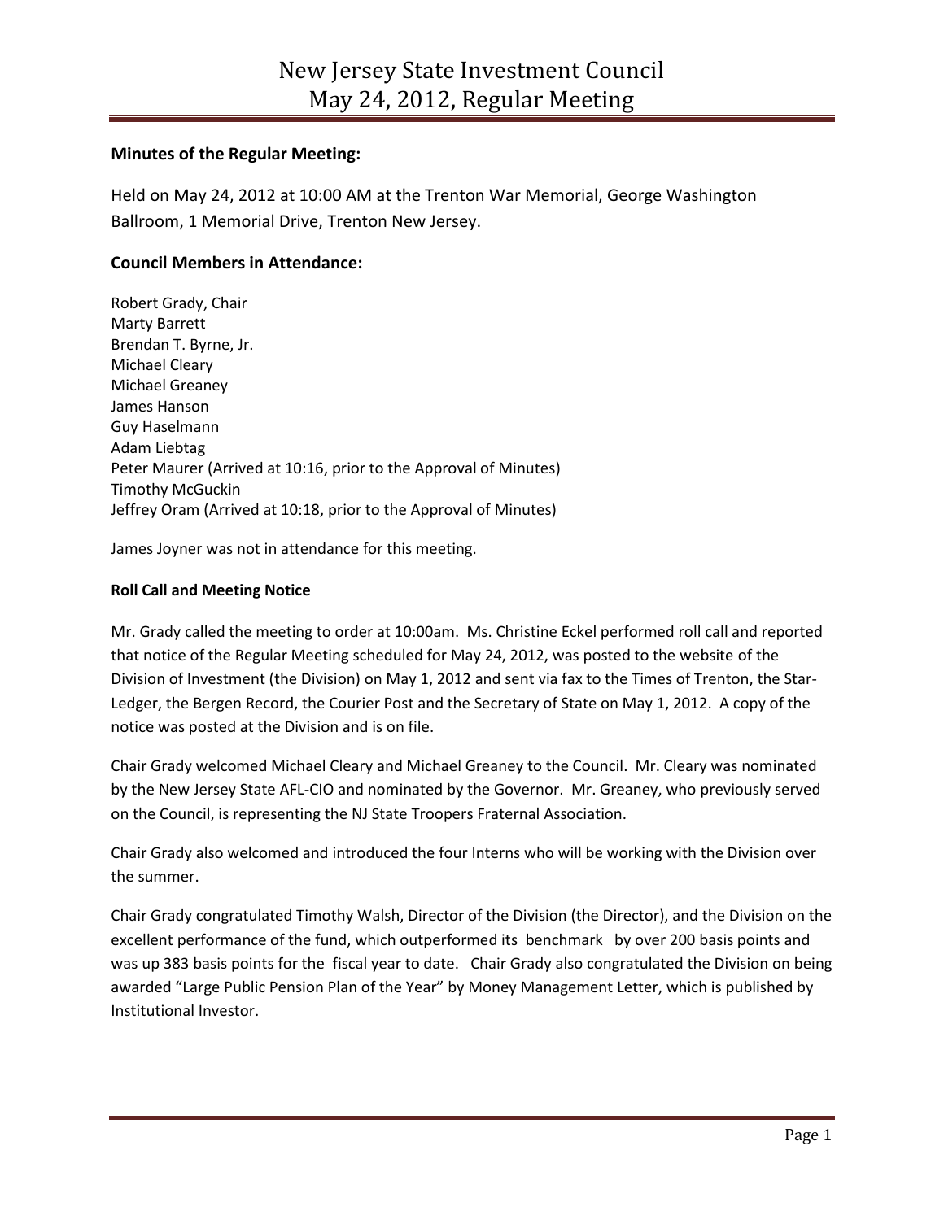# New Jersey State Investment Council
# May 24, 2012, Regular Meeting

**Minutes of the Regular Meeting:**

Held on May 24, 2012 at 10:00 AM at the Trenton War Memorial, George Washington Ballroom, 1 Memorial Drive, Trenton New Jersey.

## Council Members in Attendance:

Robert Grady, Chair
Marty Barrett
Brendan T. Byrne, Jr.
Michael Cleary
Michael Greaney
James Hanson
Guy Haselmann
Adam Liebtag
Peter Maurer (Arrived at 10:16, prior to the Approval of Minutes)
Timothy McGuckin
Jeffrey Oram (Arrived at 10:18, prior to the Approval of Minutes)

James Joyner was not in attendance for this meeting.

**Roll Call and Meeting Notice**

Mr. Grady called the meeting to order at 10:00am. Ms. Christine Eckel performed roll call and reported that notice of the Regular Meeting scheduled for May 24, 2012, was posted to the website of the Division of Investment (the Division) on May 1, 2012 and sent via fax to the Times of Trenton, the Star-Ledger, the Bergen Record, the Courier Post and the Secretary of State on May 1, 2012. A copy of the notice was posted at the Division and is on file.

Chair Grady welcomed Michael Cleary and Michael Greaney to the Council. Mr. Cleary was nominated by the New Jersey State AFL-CIO and nominated by the Governor. Mr. Greaney, who previously served on the Council, is representing the NJ State Troopers Fraternal Association.

Chair Grady also welcomed and introduced the four Interns who will be working with the Division over the summer.

Chair Grady congratulated Timothy Walsh, Director of the Division (the Director), and the Division on the excellent performance of the fund, which outperformed its benchmark by over 200 basis points and was up 383 basis points for the fiscal year to date. Chair Grady also congratulated the Division on being awarded "Large Public Pension Plan of the Year" by Money Management Letter, which is published by Institutional Investor.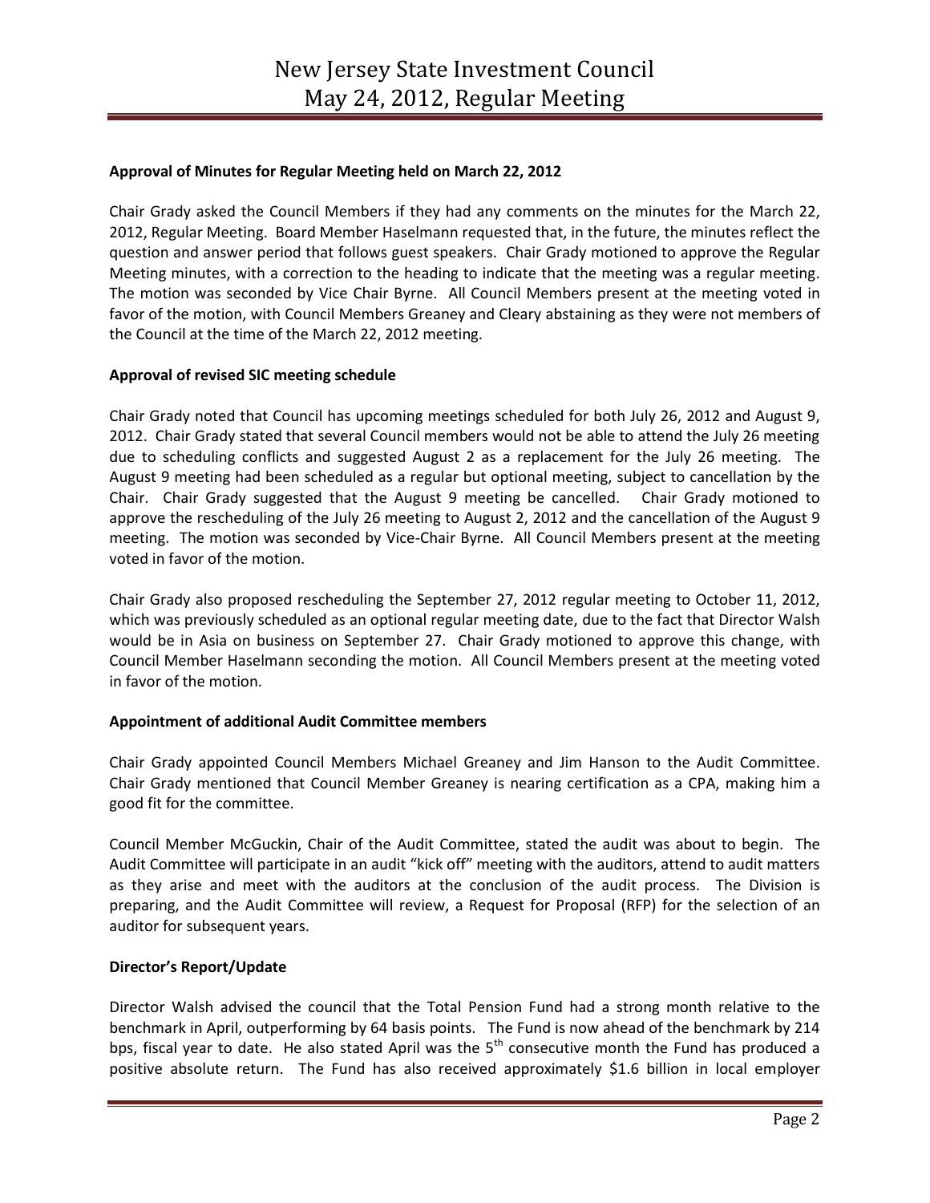**Approval of Minutes for Regular Meeting held on March 22, 2012**

Chair Grady asked the Council Members if they had any comments on the minutes for the March 22, 2012, Regular Meeting. Board Member Haselmann requested that, in the future, the minutes reflect the question and answer period that follows guest speakers. Chair Grady motioned to approve the Regular Meeting minutes, with a correction to the heading to indicate that the meeting was a regular meeting. The motion was seconded by Vice Chair Byrne. All Council Members present at the meeting voted in favor of the motion, with Council Members Greaney and Cleary abstaining as they were not members of the Council at the time of the March 22, 2012 meeting.

**Approval of revised SIC meeting schedule**

Chair Grady noted that Council has upcoming meetings scheduled for both July 26, 2012 and August 9, 2012. Chair Grady stated that several Council members would not be able to attend the July 26 meeting due to scheduling conflicts and suggested August 2 as a replacement for the July 26 meeting. The August 9 meeting had been scheduled as a regular but optional meeting, subject to cancellation by the Chair. Chair Grady suggested that the August 9 meeting be cancelled. Chair Grady motioned to approve the rescheduling of the July 26 meeting to August 2, 2012 and the cancellation of the August 9 meeting. The motion was seconded by Vice-Chair Byrne. All Council Members present at the meeting voted in favor of the motion.

Chair Grady also proposed rescheduling the September 27, 2012 regular meeting to October 11, 2012, which was previously scheduled as an optional regular meeting date, due to the fact that Director Walsh would be in Asia on business on September 27. Chair Grady motioned to approve this change, with Council Member Haselmann seconding the motion. All Council Members present at the meeting voted in favor of the motion.

**Appointment of additional Audit Committee members**

Chair Grady appointed Council Members Michael Greaney and Jim Hanson to the Audit Committee. Chair Grady mentioned that Council Member Greaney is nearing certification as a CPA, making him a good fit for the committee.

Council Member McGuckin, Chair of the Audit Committee, stated the audit was about to begin. The Audit Committee will participate in an audit "kick off" meeting with the auditors, attend to audit matters as they arise and meet with the auditors at the conclusion of the audit process. The Division is preparing, and the Audit Committee will review, a Request for Proposal (RFP) for the selection of an auditor for subsequent years.

**Director's Report/Update**

Director Walsh advised the council that the Total Pension Fund had a strong month relative to the benchmark in April, outperforming by 64 basis points. The Fund is now ahead of the benchmark by 214 bps, fiscal year to date. He also stated April was the 5th consecutive month the Fund has produced a positive absolute return. The Fund has also received approximately $1.6 billion in local employer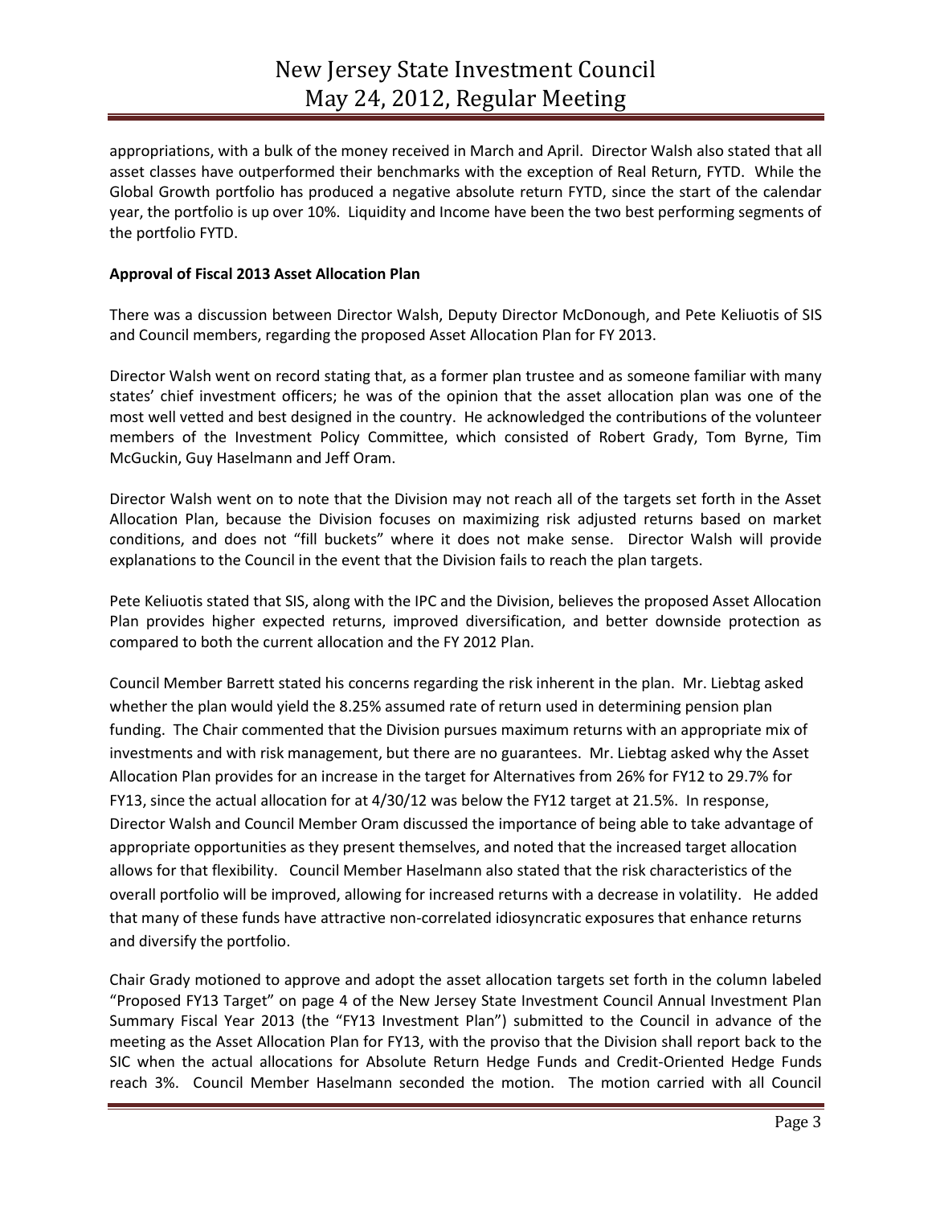appropriations, with a bulk of the money received in March and April. Director Walsh also stated that all asset classes have outperformed their benchmarks with the exception of Real Return, FYTD. While the Global Growth portfolio has produced a negative absolute return FYTD, since the start of the calendar year, the portfolio is up over 10%. Liquidity and Income have been the two best performing segments of the portfolio FYTD.

**Approval of Fiscal 2013 Asset Allocation Plan**

There was a discussion between Director Walsh, Deputy Director McDonough, and Pete Keliuotis of SIS and Council members, regarding the proposed Asset Allocation Plan for FY 2013.

Director Walsh went on record stating that, as a former plan trustee and as someone familiar with many states' chief investment officers; he was of the opinion that the asset allocation plan was one of the most well vetted and best designed in the country. He acknowledged the contributions of the volunteer members of the Investment Policy Committee, which consisted of Robert Grady, Tom Byrne, Tim McGuckin, Guy Haselmann and Jeff Oram.

Director Walsh went on to note that the Division may not reach all of the targets set forth in the Asset Allocation Plan, because the Division focuses on maximizing risk adjusted returns based on market conditions, and does not "fill buckets" where it does not make sense. Director Walsh will provide explanations to the Council in the event that the Division fails to reach the plan targets.

Pete Keliuotis stated that SIS, along with the IPC and the Division, believes the proposed Asset Allocation Plan provides higher expected returns, improved diversification, and better downside protection as compared to both the current allocation and the FY 2012 Plan.

Council Member Barrett stated his concerns regarding the risk inherent in the plan. Mr. Liebtag asked whether the plan would yield the 8.25% assumed rate of return used in determining pension plan funding. The Chair commented that the Division pursues maximum returns with an appropriate mix of investments and with risk management, but there are no guarantees. Mr. Liebtag asked why the Asset Allocation Plan provides for an increase in the target for Alternatives from 26% for FY12 to 29.7% for FY13, since the actual allocation for at 4/30/12 was below the FY12 target at 21.5%. In response, Director Walsh and Council Member Oram discussed the importance of being able to take advantage of appropriate opportunities as they present themselves, and noted that the increased target allocation allows for that flexibility. Council Member Haselmann also stated that the risk characteristics of the overall portfolio will be improved, allowing for increased returns with a decrease in volatility. He added that many of these funds have attractive non-correlated idiosyncratic exposures that enhance returns and diversify the portfolio.

Chair Grady motioned to approve and adopt the asset allocation targets set forth in the column labeled "Proposed FY13 Target" on page 4 of the New Jersey State Investment Council Annual Investment Plan Summary Fiscal Year 2013 (the "FY13 Investment Plan") submitted to the Council in advance of the meeting as the Asset Allocation Plan for FY13, with the proviso that the Division shall report back to the SIC when the actual allocations for Absolute Return Hedge Funds and Credit-Oriented Hedge Funds reach 3%. Council Member Haselmann seconded the motion. The motion carried with all Council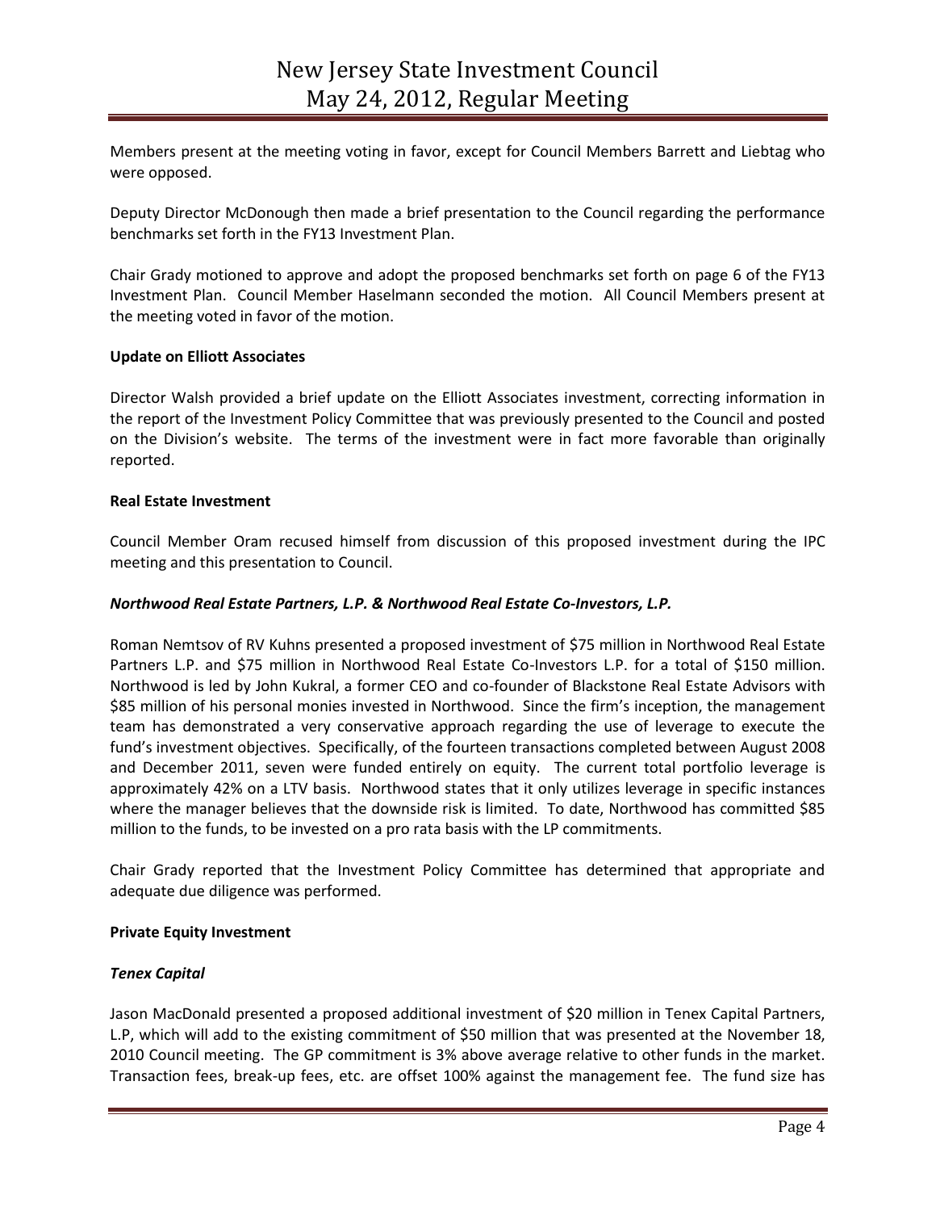Members present at the meeting voting in favor, except for Council Members Barrett and Liebtag who were opposed.

Deputy Director McDonough then made a brief presentation to the Council regarding the performance benchmarks set forth in the FY13 Investment Plan.

Chair Grady motioned to approve and adopt the proposed benchmarks set forth on page 6 of the FY13 Investment Plan. Council Member Haselmann seconded the motion. All Council Members present at the meeting voted in favor of the motion.

**Update on Elliott Associates**

Director Walsh provided a brief update on the Elliott Associates investment, correcting information in the report of the Investment Policy Committee that was previously presented to the Council and posted on the Division's website. The terms of the investment were in fact more favorable than originally reported.

**Real Estate Investment**

Council Member Oram recused himself from discussion of this proposed investment during the IPC meeting and this presentation to Council.

***Northwood Real Estate Partners, L.P. & Northwood Real Estate Co-Investors, L.P.***

Roman Nemtsov of RV Kuhns presented a proposed investment of $75 million in Northwood Real Estate Partners L.P. and $75 million in Northwood Real Estate Co-Investors L.P. for a total of $150 million. Northwood is led by John Kukral, a former CEO and co-founder of Blackstone Real Estate Advisors with $85 million of his personal monies invested in Northwood. Since the firm's inception, the management team has demonstrated a very conservative approach regarding the use of leverage to execute the fund's investment objectives. Specifically, of the fourteen transactions completed between August 2008 and December 2011, seven were funded entirely on equity. The current total portfolio leverage is approximately 42% on a LTV basis. Northwood states that it only utilizes leverage in specific instances where the manager believes that the downside risk is limited. To date, Northwood has committed $85 million to the funds, to be invested on a pro rata basis with the LP commitments.

Chair Grady reported that the Investment Policy Committee has determined that appropriate and adequate due diligence was performed.

**Private Equity Investment**

***Tenex Capital***

Jason MacDonald presented a proposed additional investment of $20 million in Tenex Capital Partners, L.P, which will add to the existing commitment of $50 million that was presented at the November 18, 2010 Council meeting. The GP commitment is 3% above average relative to other funds in the market. Transaction fees, break-up fees, etc. are offset 100% against the management fee. The fund size has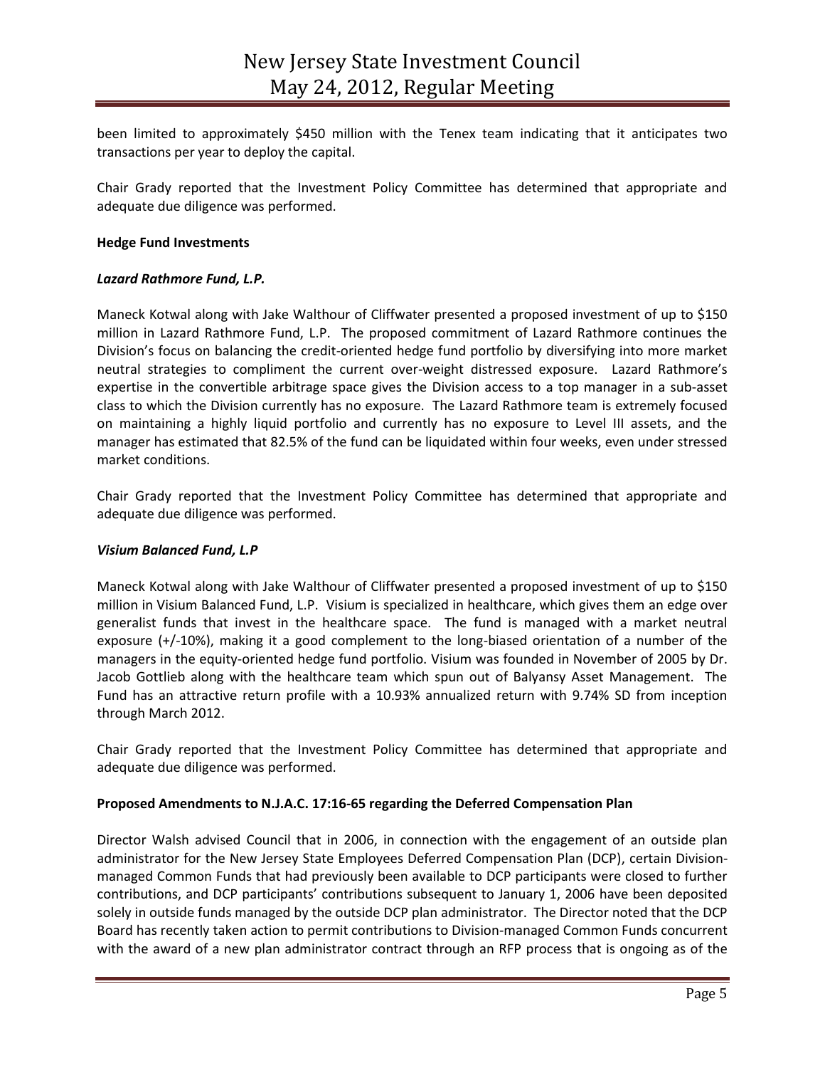been limited to approximately $450 million with the Tenex team indicating that it anticipates two transactions per year to deploy the capital.

Chair Grady reported that the Investment Policy Committee has determined that appropriate and adequate due diligence was performed.

**Hedge Fund Investments**

***Lazard Rathmore Fund, L.P.***

Maneck Kotwal along with Jake Walthour of Cliffwater presented a proposed investment of up to $150 million in Lazard Rathmore Fund, L.P. The proposed commitment of Lazard Rathmore continues the Division's focus on balancing the credit-oriented hedge fund portfolio by diversifying into more market neutral strategies to compliment the current over-weight distressed exposure. Lazard Rathmore's expertise in the convertible arbitrage space gives the Division access to a top manager in a sub-asset class to which the Division currently has no exposure. The Lazard Rathmore team is extremely focused on maintaining a highly liquid portfolio and currently has no exposure to Level III assets, and the manager has estimated that 82.5% of the fund can be liquidated within four weeks, even under stressed market conditions.

Chair Grady reported that the Investment Policy Committee has determined that appropriate and adequate due diligence was performed.

***Visium Balanced Fund, L.P***

Maneck Kotwal along with Jake Walthour of Cliffwater presented a proposed investment of up to $150 million in Visium Balanced Fund, L.P. Visium is specialized in healthcare, which gives them an edge over generalist funds that invest in the healthcare space. The fund is managed with a market neutral exposure (+/-10%), making it a good complement to the long-biased orientation of a number of the managers in the equity-oriented hedge fund portfolio. Visium was founded in November of 2005 by Dr. Jacob Gottlieb along with the healthcare team which spun out of Balyansy Asset Management. The Fund has an attractive return profile with a 10.93% annualized return with 9.74% SD from inception through March 2012.

Chair Grady reported that the Investment Policy Committee has determined that appropriate and adequate due diligence was performed.

**Proposed Amendments to N.J.A.C. 17:16-65 regarding the Deferred Compensation Plan**

Director Walsh advised Council that in 2006, in connection with the engagement of an outside plan administrator for the New Jersey State Employees Deferred Compensation Plan (DCP), certain Division-managed Common Funds that had previously been available to DCP participants were closed to further contributions, and DCP participants' contributions subsequent to January 1, 2006 have been deposited solely in outside funds managed by the outside DCP plan administrator. The Director noted that the DCP Board has recently taken action to permit contributions to Division-managed Common Funds concurrent with the award of a new plan administrator contract through an RFP process that is ongoing as of the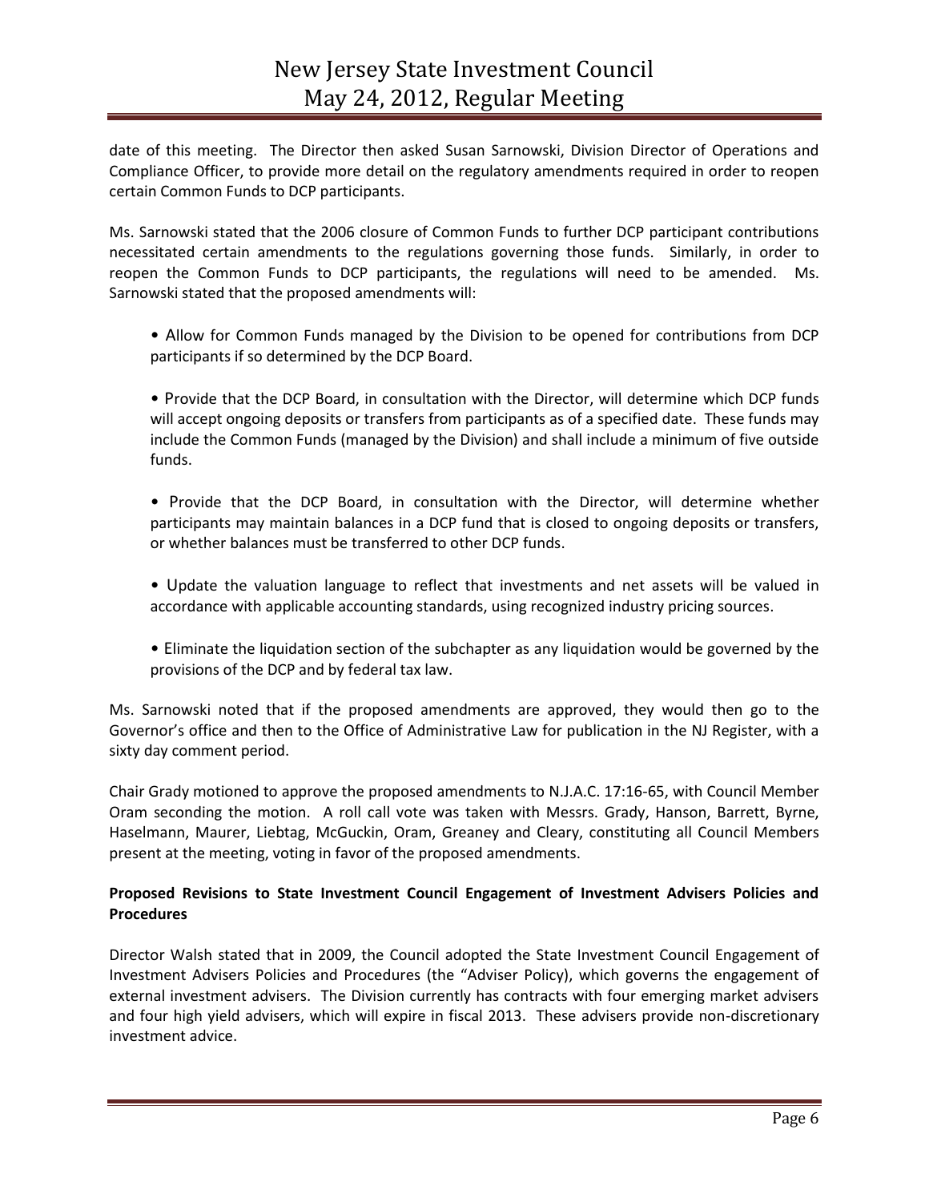date of this meeting. The Director then asked Susan Sarnowski, Division Director of Operations and Compliance Officer, to provide more detail on the regulatory amendments required in order to reopen certain Common Funds to DCP participants.

Ms. Sarnowski stated that the 2006 closure of Common Funds to further DCP participant contributions necessitated certain amendments to the regulations governing those funds. Similarly, in order to reopen the Common Funds to DCP participants, the regulations will need to be amended. Ms. Sarnowski stated that the proposed amendments will:

- Allow for Common Funds managed by the Division to be opened for contributions from DCP participants if so determined by the DCP Board.

- Provide that the DCP Board, in consultation with the Director, will determine which DCP funds will accept ongoing deposits or transfers from participants as of a specified date. These funds may include the Common Funds (managed by the Division) and shall include a minimum of five outside funds.

- Provide that the DCP Board, in consultation with the Director, will determine whether participants may maintain balances in a DCP fund that is closed to ongoing deposits or transfers, or whether balances must be transferred to other DCP funds.

- Update the valuation language to reflect that investments and net assets will be valued in accordance with applicable accounting standards, using recognized industry pricing sources.

- Eliminate the liquidation section of the subchapter as any liquidation would be governed by the provisions of the DCP and by federal tax law.

Ms. Sarnowski noted that if the proposed amendments are approved, they would then go to the Governor's office and then to the Office of Administrative Law for publication in the NJ Register, with a sixty day comment period.

Chair Grady motioned to approve the proposed amendments to N.J.A.C. 17:16-65, with Council Member Oram seconding the motion. A roll call vote was taken with Messrs. Grady, Hanson, Barrett, Byrne, Haselmann, Maurer, Liebtag, McGuckin, Oram, Greaney and Cleary, constituting all Council Members present at the meeting, voting in favor of the proposed amendments.

**Proposed Revisions to State Investment Council Engagement of Investment Advisers Policies and Procedures**

Director Walsh stated that in 2009, the Council adopted the State Investment Council Engagement of Investment Advisers Policies and Procedures (the "Adviser Policy), which governs the engagement of external investment advisers. The Division currently has contracts with four emerging market advisers and four high yield advisers, which will expire in fiscal 2013. These advisers provide non-discretionary investment advice.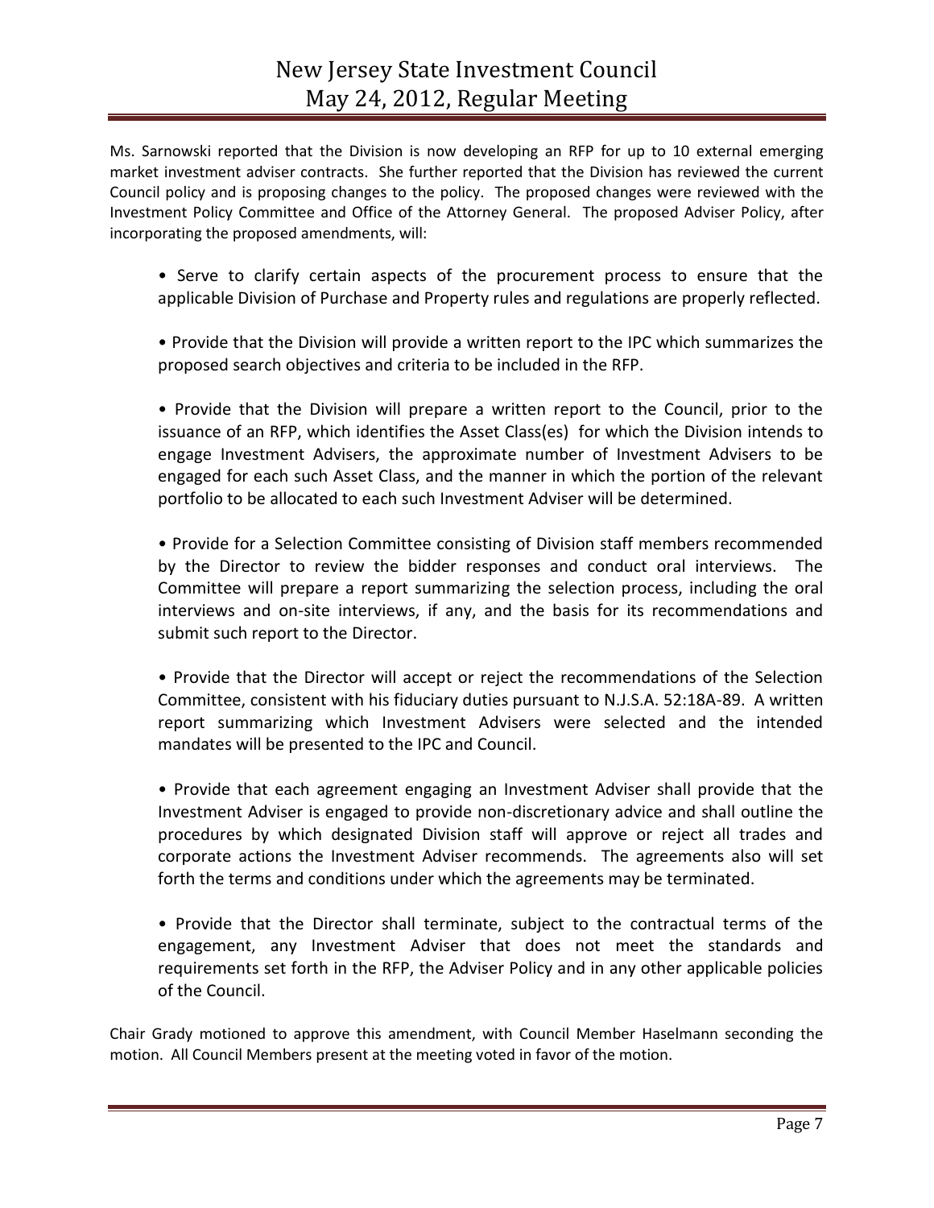Ms. Sarnowski reported that the Division is now developing an RFP for up to 10 external emerging market investment adviser contracts. She further reported that the Division has reviewed the current Council policy and is proposing changes to the policy. The proposed changes were reviewed with the Investment Policy Committee and Office of the Attorney General. The proposed Adviser Policy, after incorporating the proposed amendments, will:

- Serve to clarify certain aspects of the procurement process to ensure that the applicable Division of Purchase and Property rules and regulations are properly reflected.

- Provide that the Division will provide a written report to the IPC which summarizes the proposed search objectives and criteria to be included in the RFP.

- Provide that the Division will prepare a written report to the Council, prior to the issuance of an RFP, which identifies the Asset Class(es) for which the Division intends to engage Investment Advisers, the approximate number of Investment Advisers to be engaged for each such Asset Class, and the manner in which the portion of the relevant portfolio to be allocated to each such Investment Adviser will be determined.

- Provide for a Selection Committee consisting of Division staff members recommended by the Director to review the bidder responses and conduct oral interviews. The Committee will prepare a report summarizing the selection process, including the oral interviews and on-site interviews, if any, and the basis for its recommendations and submit such report to the Director.

- Provide that the Director will accept or reject the recommendations of the Selection Committee, consistent with his fiduciary duties pursuant to N.J.S.A. 52:18A-89. A written report summarizing which Investment Advisers were selected and the intended mandates will be presented to the IPC and Council.

- Provide that each agreement engaging an Investment Adviser shall provide that the Investment Adviser is engaged to provide non-discretionary advice and shall outline the procedures by which designated Division staff will approve or reject all trades and corporate actions the Investment Adviser recommends. The agreements also will set forth the terms and conditions under which the agreements may be terminated.

- Provide that the Director shall terminate, subject to the contractual terms of the engagement, any Investment Adviser that does not meet the standards and requirements set forth in the RFP, the Adviser Policy and in any other applicable policies of the Council.

Chair Grady motioned to approve this amendment, with Council Member Haselmann seconding the motion. All Council Members present at the meeting voted in favor of the motion.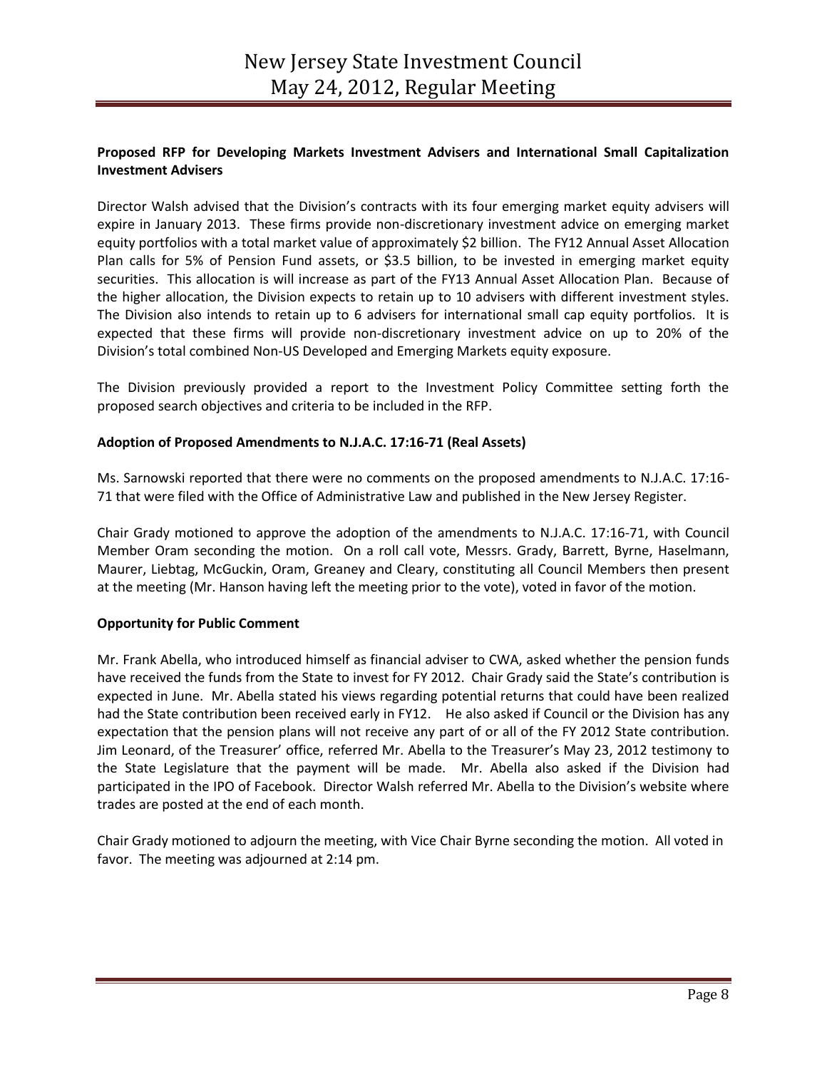**Proposed RFP for Developing Markets Investment Advisers and International Small Capitalization Investment Advisers**

Director Walsh advised that the Division's contracts with its four emerging market equity advisers will expire in January 2013. These firms provide non-discretionary investment advice on emerging market equity portfolios with a total market value of approximately $2 billion. The FY12 Annual Asset Allocation Plan calls for 5% of Pension Fund assets, or $3.5 billion, to be invested in emerging market equity securities. This allocation is will increase as part of the FY13 Annual Asset Allocation Plan. Because of the higher allocation, the Division expects to retain up to 10 advisers with different investment styles. The Division also intends to retain up to 6 advisers for international small cap equity portfolios. It is expected that these firms will provide non-discretionary investment advice on up to 20% of the Division's total combined Non-US Developed and Emerging Markets equity exposure.

The Division previously provided a report to the Investment Policy Committee setting forth the proposed search objectives and criteria to be included in the RFP.

**Adoption of Proposed Amendments to N.J.A.C. 17:16-71 (Real Assets)**

Ms. Sarnowski reported that there were no comments on the proposed amendments to N.J.A.C. 17:16-71 that were filed with the Office of Administrative Law and published in the New Jersey Register.

Chair Grady motioned to approve the adoption of the amendments to N.J.A.C. 17:16-71, with Council Member Oram seconding the motion. On a roll call vote, Messrs. Grady, Barrett, Byrne, Haselmann, Maurer, Liebtag, McGuckin, Oram, Greaney and Cleary, constituting all Council Members then present at the meeting (Mr. Hanson having left the meeting prior to the vote), voted in favor of the motion.

**Opportunity for Public Comment**

Mr. Frank Abella, who introduced himself as financial adviser to CWA, asked whether the pension funds have received the funds from the State to invest for FY 2012. Chair Grady said the State's contribution is expected in June. Mr. Abella stated his views regarding potential returns that could have been realized had the State contribution been received early in FY12. He also asked if Council or the Division has any expectation that the pension plans will not receive any part of or all of the FY 2012 State contribution. Jim Leonard, of the Treasurer' office, referred Mr. Abella to the Treasurer's May 23, 2012 testimony to the State Legislature that the payment will be made. Mr. Abella also asked if the Division had participated in the IPO of Facebook. Director Walsh referred Mr. Abella to the Division's website where trades are posted at the end of each month.

Chair Grady motioned to adjourn the meeting, with Vice Chair Byrne seconding the motion. All voted in favor. The meeting was adjourned at 2:14 pm.